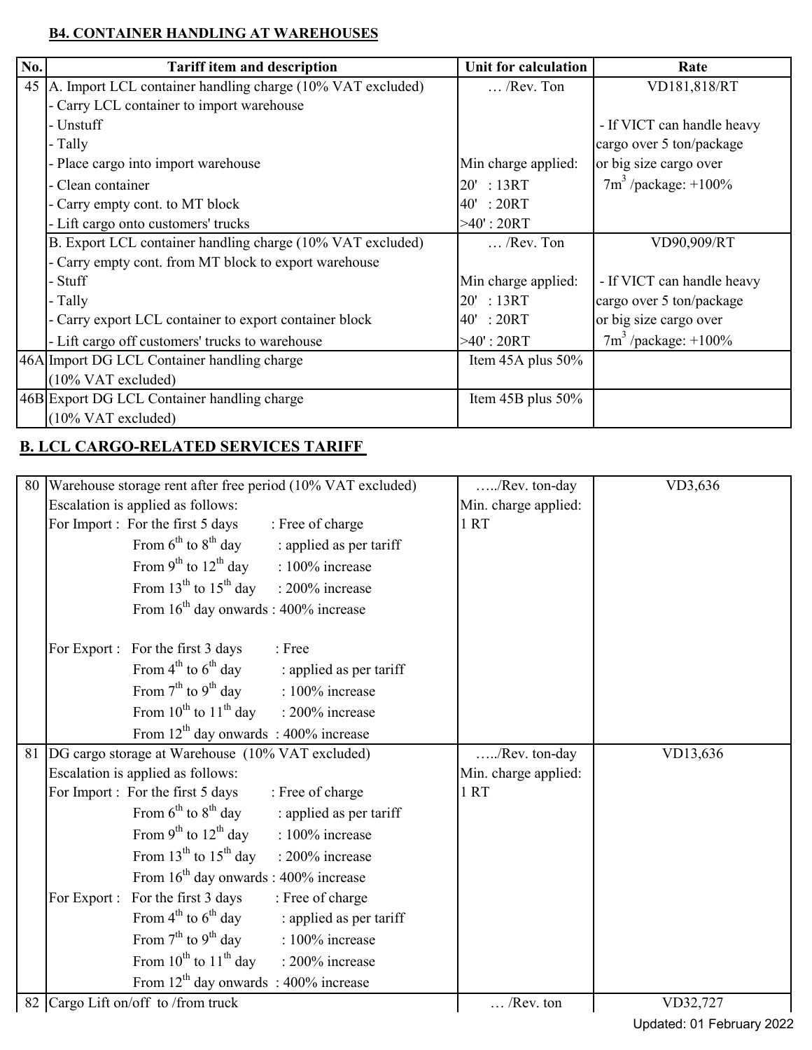**B4. CONTAINER HANDLING AT WAREHOUSES**

| No. | Tariff item and description | Unit for calculation | Rate |
|---|---|---|---|
| 45 | A. Import LCL container handling charge (10% VAT excluded)<br>- Carry LCL container to import warehouse<br>- Unstuff<br>- Tally<br>- Place cargo into import warehouse<br>- Clean container<br>- Carry empty cont. to MT block<br>- Lift cargo onto customers' trucks | … /Rev. Ton<br><br>Min charge applied:<br>20' : 13RT<br>40' : 20RT<br>>40' : 20RT | VD181,818/RT<br><br>- If VICT can handle heavy cargo over 5 ton/package or big size cargo over $7m^3$ /package: +100% |
| | B. Export LCL container handling charge (10% VAT excluded)<br>- Carry empty cont. from MT block to export warehouse<br>- Stuff<br>- Tally<br>- Carry export LCL container to export container block<br>- Lift cargo off customers' trucks to warehouse | … /Rev. Ton<br><br>Min charge applied:<br>20' : 13RT<br>40' : 20RT<br>>40' : 20RT | VD90,909/RT<br><br>- If VICT can handle heavy cargo over 5 ton/package or big size cargo over $7m^3$ /package: +100% |
| 46A | Import DG LCL Container handling charge (10% VAT excluded) | Item 45A plus 50% | |
| 46B | Export DG LCL Container handling charge (10% VAT excluded) | Item 45B plus 50% | |

**B. LCL CARGO-RELATED SERVICES TARIFF**

| No. | Tariff item and description | Unit for calculation | Rate |
|---|---|---|---|
| 80 | Warehouse storage rent after free period (10% VAT excluded)<br>Escalation is applied as follows:<br>For Import : For the first 5 days : Free of charge<br>From 6th to 8th day : applied as per tariff<br>From 9th to 12th day : 100% increase<br>From 13th to 15th day : 200% increase<br>From 16th day onwards : 400% increase<br><br>For Export : For the first 3 days : Free<br>From 4th to 6th day : applied as per tariff<br>From 7th to 9th day : 100% increase<br>From 10th to 11th day : 200% increase<br>From 12th day onwards : 400% increase | …../Rev. ton-day<br>Min. charge applied:<br>1 RT | VD3,636 |
| 81 | DG cargo storage at Warehouse (10% VAT excluded)<br>Escalation is applied as follows:<br>For Import : For the first 5 days : Free of charge<br>From 6th to 8th day : applied as per tariff<br>From 9th to 12th day : 100% increase<br>From 13th to 15th day : 200% increase<br>From 16th day onwards : 400% increase<br>For Export : For the first 3 days : Free of charge<br>From 4th to 6th day : applied as per tariff<br>From 7th to 9th day : 100% increase<br>From 10th to 11th day : 200% increase<br>From 12th day onwards : 400% increase | …../Rev. ton-day<br>Min. charge applied:<br>1 RT | VD13,636 |
| 82 | Cargo Lift on/off to /from truck | … /Rev. ton | VD32,727 |

Updated: 01 February 2022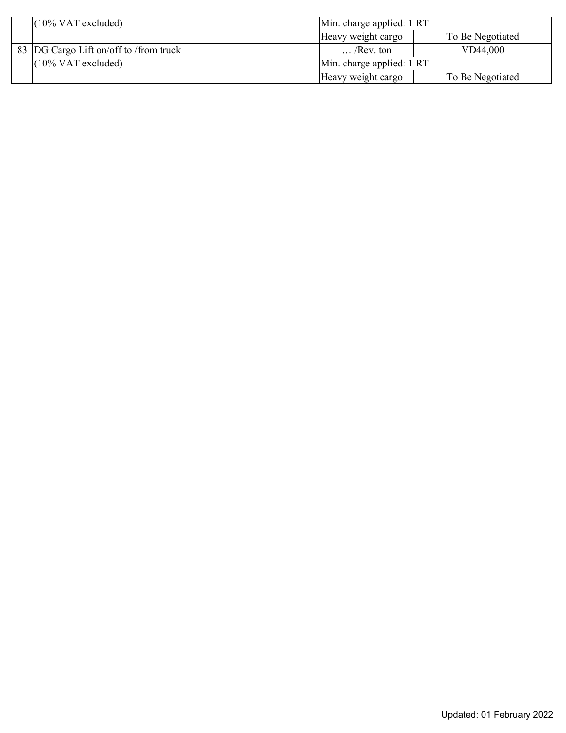| | | | |
|---|---|---|---|
| | (10% VAT excluded) | Min. charge applied: 1 RT | |
| | | Heavy weight cargo | To Be Negotiated |
| 83 | DG Cargo Lift on/off to /from truck | … /Rev. ton | VD44,000 |
| | (10% VAT excluded) | Min. charge applied: 1 RT | |
| | | Heavy weight cargo | To Be Negotiated |

Updated: 01 February 2022